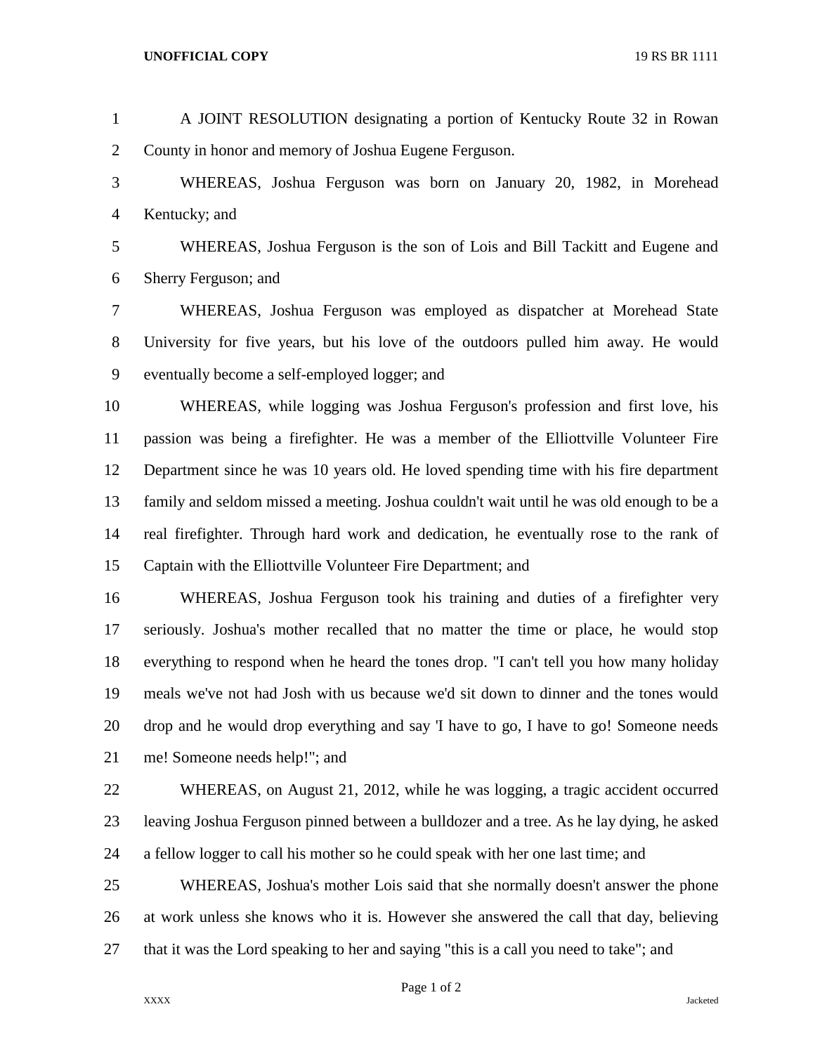A JOINT RESOLUTION designating a portion of Kentucky Route 32 in Rowan County in honor and memory of Joshua Eugene Ferguson.

WHEREAS, Joshua Ferguson was born on January 20, 1982, in Morehead Kentucky; and

WHEREAS, Joshua Ferguson is the son of Lois and Bill Tackitt and Eugene and Sherry Ferguson; and

WHEREAS, Joshua Ferguson was employed as dispatcher at Morehead State University for five years, but his love of the outdoors pulled him away. He would eventually become a self-employed logger; and

WHEREAS, while logging was Joshua Ferguson's profession and first love, his passion was being a firefighter. He was a member of the Elliottville Volunteer Fire Department since he was 10 years old. He loved spending time with his fire department family and seldom missed a meeting. Joshua couldn't wait until he was old enough to be a real firefighter. Through hard work and dedication, he eventually rose to the rank of Captain with the Elliottville Volunteer Fire Department; and

WHEREAS, Joshua Ferguson took his training and duties of a firefighter very seriously. Joshua's mother recalled that no matter the time or place, he would stop everything to respond when he heard the tones drop. "I can't tell you how many holiday meals we've not had Josh with us because we'd sit down to dinner and the tones would drop and he would drop everything and say 'I have to go, I have to go! Someone needs me! Someone needs help!"; and

WHEREAS, on August 21, 2012, while he was logging, a tragic accident occurred leaving Joshua Ferguson pinned between a bulldozer and a tree. As he lay dying, he asked a fellow logger to call his mother so he could speak with her one last time; and

WHEREAS, Joshua's mother Lois said that she normally doesn't answer the phone at work unless she knows who it is. However she answered the call that day, believing that it was the Lord speaking to her and saying "this is a call you need to take"; and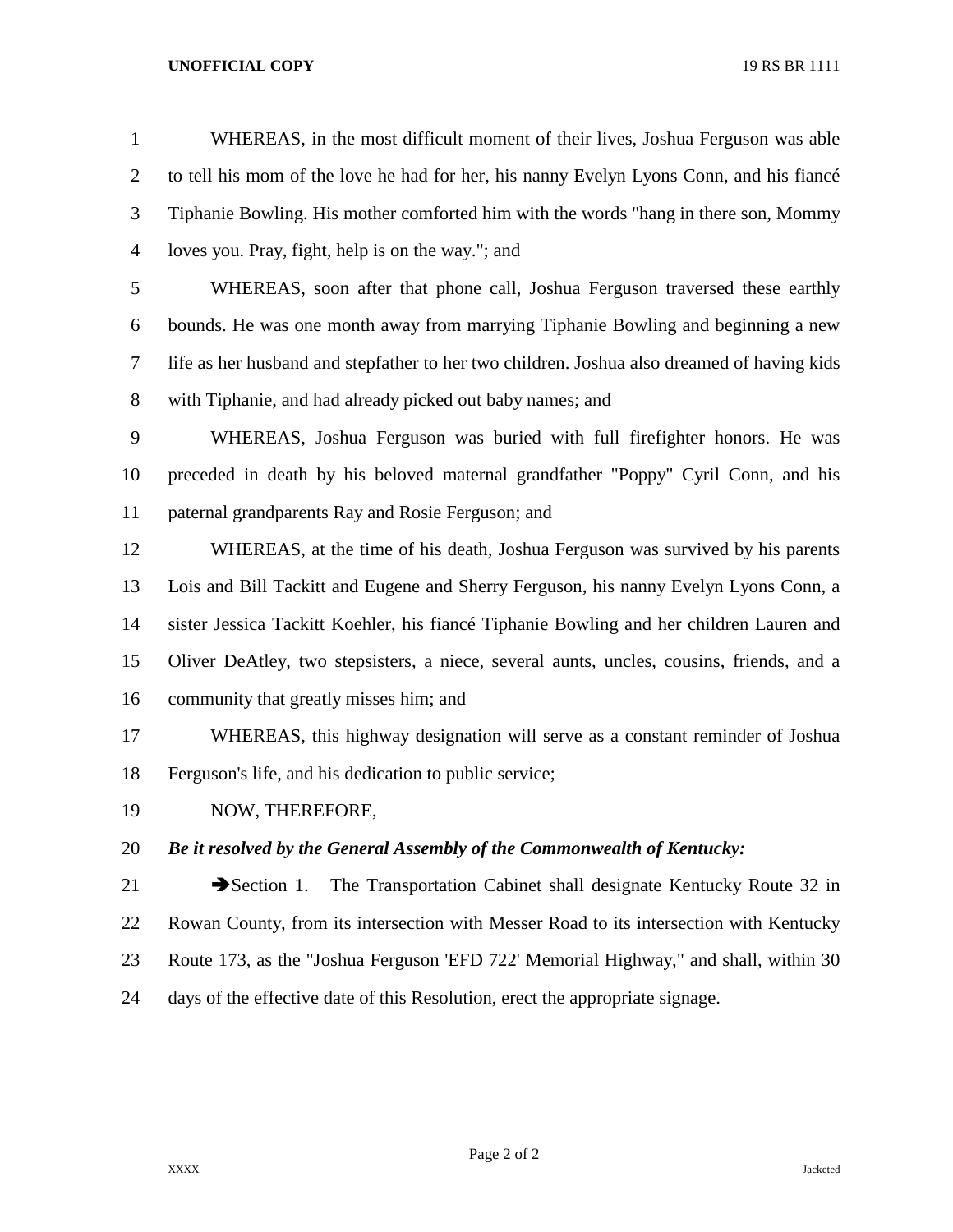WHEREAS, in the most difficult moment of their lives, Joshua Ferguson was able to tell his mom of the love he had for her, his nanny Evelyn Lyons Conn, and his fiancé Tiphanie Bowling. His mother comforted him with the words "hang in there son, Mommy loves you. Pray, fight, help is on the way."; and

WHEREAS, soon after that phone call, Joshua Ferguson traversed these earthly bounds. He was one month away from marrying Tiphanie Bowling and beginning a new life as her husband and stepfather to her two children. Joshua also dreamed of having kids with Tiphanie, and had already picked out baby names; and

WHEREAS, Joshua Ferguson was buried with full firefighter honors. He was preceded in death by his beloved maternal grandfather "Poppy" Cyril Conn, and his paternal grandparents Ray and Rosie Ferguson; and

WHEREAS, at the time of his death, Joshua Ferguson was survived by his parents Lois and Bill Tackitt and Eugene and Sherry Ferguson, his nanny Evelyn Lyons Conn, a sister Jessica Tackitt Koehler, his fiancé Tiphanie Bowling and her children Lauren and Oliver DeAtley, two stepsisters, a niece, several aunts, uncles, cousins, friends, and a community that greatly misses him; and

WHEREAS, this highway designation will serve as a constant reminder of Joshua Ferguson's life, and his dedication to public service;

NOW, THEREFORE,

***Be it resolved by the General Assembly of the Commonwealth of Kentucky:***

➔Section 1. The Transportation Cabinet shall designate Kentucky Route 32 in Rowan County, from its intersection with Messer Road to its intersection with Kentucky Route 173, as the "Joshua Ferguson 'EFD 722' Memorial Highway," and shall, within 30 days of the effective date of this Resolution, erect the appropriate signage.